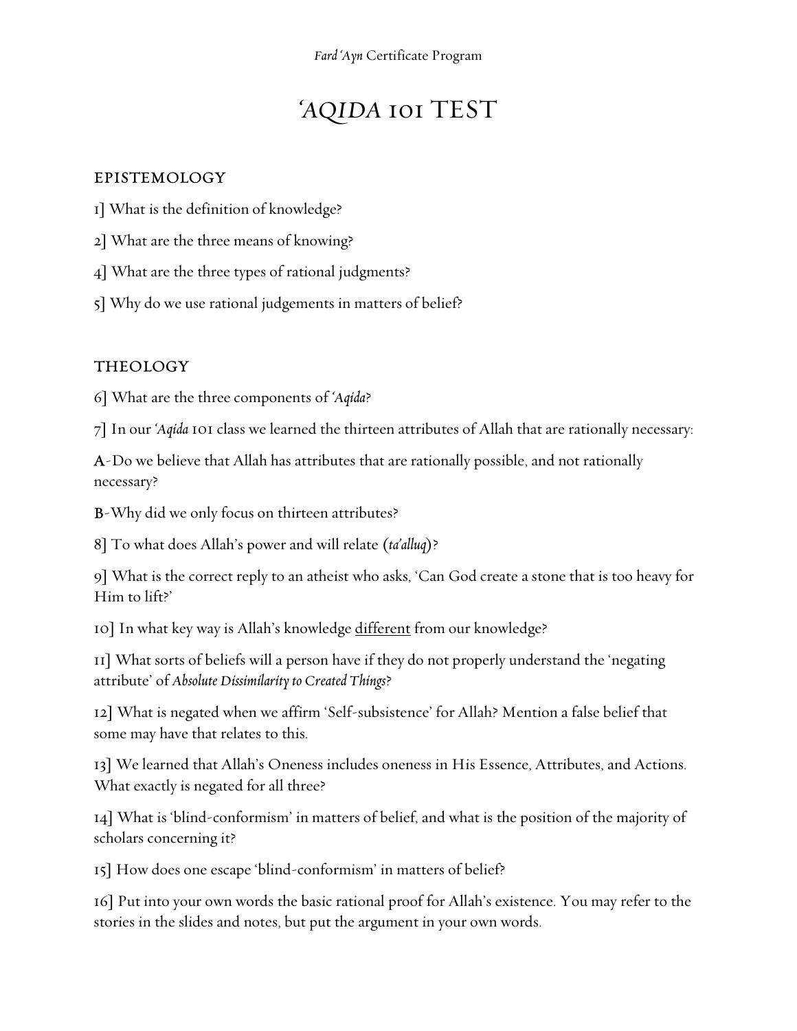# *'AQIDA* 101 TEST

## EPISTEMOLOGY

1] What is the definition of knowledge?

2] What are the three means of knowing?

4] What are the three types of rational judgments?

5] Why do we use rational judgements in matters of belief?

## THEOLOGY

6] What are the three components of *'Aqida*?

7] In our *'Aqida* 101 class we learned the thirteen attributes of Allah that are rationally necessary:

**A**-Do we believe that Allah has attributes that are rationally possible, and not rationally necessary?

**B**-Why did we only focus on thirteen attributes?

8] To what does Allah's power and will relate (*ta'alluq*)?

9] What is the correct reply to an atheist who asks, 'Can God create a stone that is too heavy for Him to lift?'

10] In what key way is Allah's knowledge <u>different</u> from our knowledge?

11] What sorts of beliefs will a person have if they do not properly understand the 'negating attribute' of *Absolute Dissimilarity to Created Things*?

12] What is negated when we affirm 'Self-subsistence' for Allah? Mention a false belief that some may have that relates to this.

13] We learned that Allah's Oneness includes oneness in His Essence, Attributes, and Actions. What exactly is negated for all three?

14] What is 'blind-conformism' in matters of belief, and what is the position of the majority of scholars concerning it?

15] How does one escape 'blind-conformism' in matters of belief?

16] Put into your own words the basic rational proof for Allah's existence. You may refer to the stories in the slides and notes, but put the argument in your own words.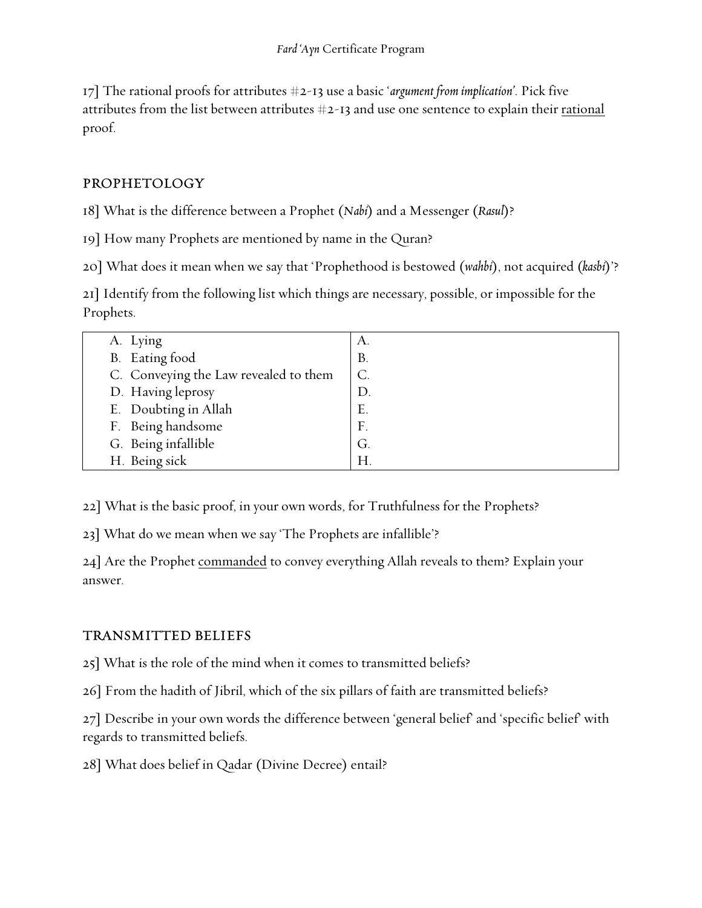17] The rational proofs for attributes #2-13 use a basic '*argument from implication*'. Pick five attributes from the list between attributes #2-13 and use one sentence to explain their rational proof.

## PROPHETOLOGY

18] What is the difference between a Prophet (*Nabi*) and a Messenger (*Rasul*)?

19] How many Prophets are mentioned by name in the Quran?

20] What does it mean when we say that 'Prophethood is bestowed (*wahbi*), not acquired (*kasbi*)'?

21] Identify from the following list which things are necessary, possible, or impossible for the Prophets.

| | |
|---|---|
| A. Lying | A. |
| B. Eating food | B. |
| C. Conveying the Law revealed to them | C. |
| D. Having leprosy | D. |
| E. Doubting in Allah | E. |
| F. Being handsome | F. |
| G. Being infallible | G. |
| H. Being sick | H. |

22] What is the basic proof, in your own words, for Truthfulness for the Prophets?

23] What do we mean when we say 'The Prophets are infallible'?

24] Are the Prophet commanded to convey everything Allah reveals to them? Explain your answer.

## TRANSMITTED BELIEFS

25] What is the role of the mind when it comes to transmitted beliefs?

26] From the hadith of Jibril, which of the six pillars of faith are transmitted beliefs?

27] Describe in your own words the difference between 'general belief' and 'specific belief' with regards to transmitted beliefs.

28] What does belief in Qadar (Divine Decree) entail?